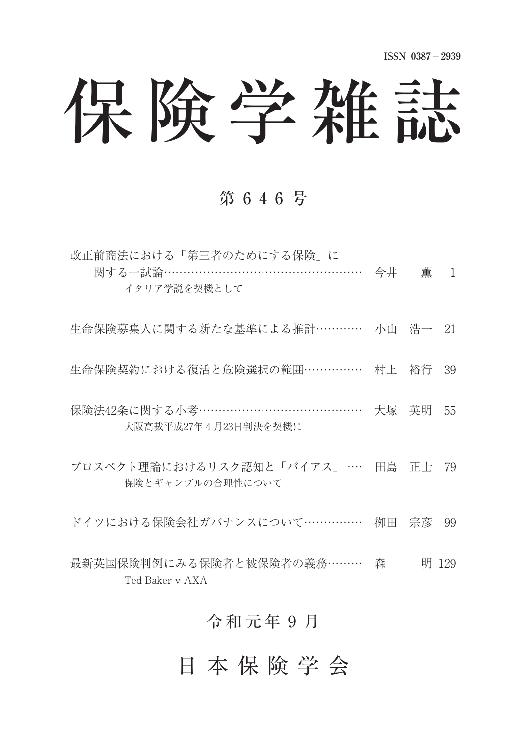ISSN 0387－2939

# 保険学雑誌

## 第646号

---

改正前商法における「第三者のためにする保険」に関する一試論……………………………………………… 今井　薫　1
──イタリア学説を契機として──

生命保険募集人に関する新たな基準による推計………… 小山　浩一　21

生命保険契約における復活と危険選択の範囲…………… 村上　裕行　39

保険法42条に関する小考…………………………………… 大塚　英明　55
──大阪高裁平成27年4月23日判決を契機に──

プロスペクト理論におけるリスク認知と「バイアス」… 田島　正士　79
──保険とギャンブルの合理性について──

ドイツにおける保険会社ガバナンスについて…………… 栁田　宗彦　99

最新英国保険判例にみる保険者と被保険者の義務……… 森　明　129
──Ted Baker v AXA──

---

令和元年9月

日本保険学会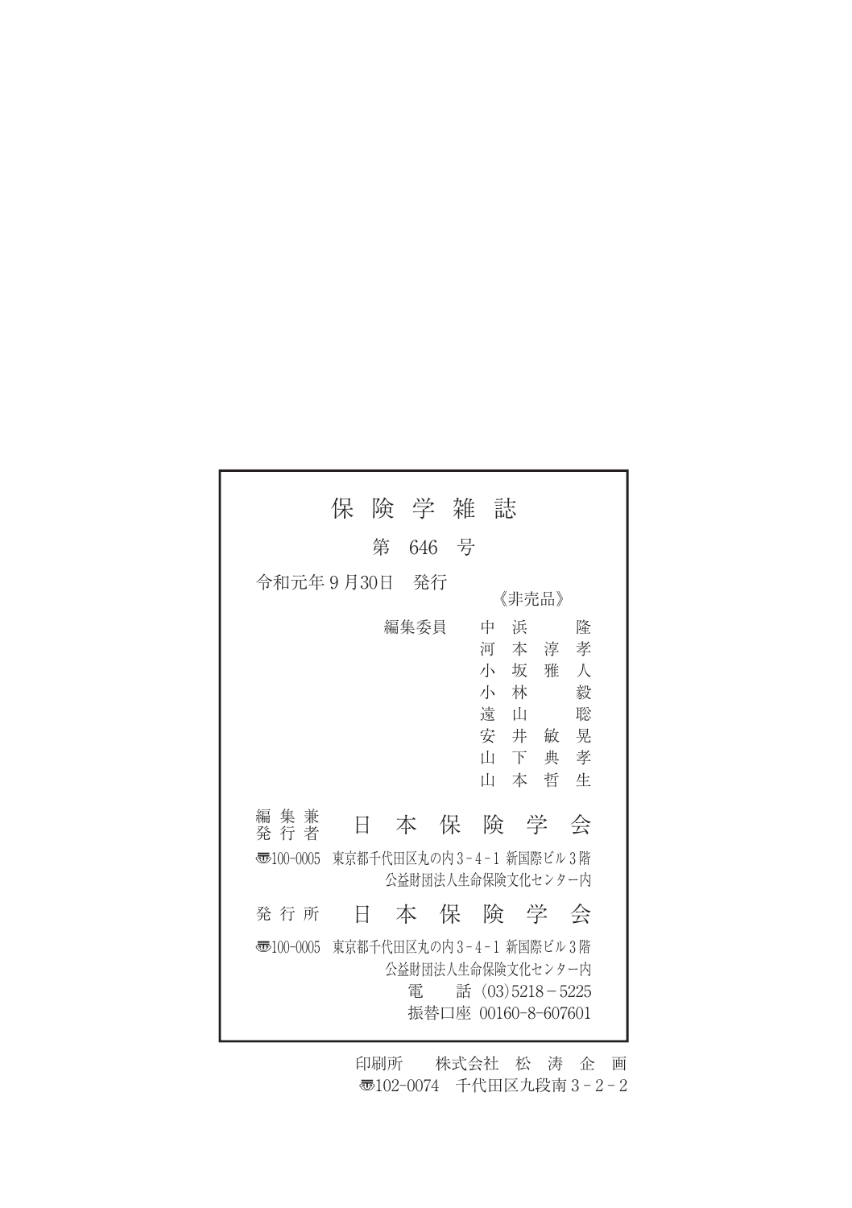# 保 険 学 雑 誌

第 646 号

令和元年 9 月30日　発行

《非売品》

編集委員　中 浜　　隆
　　　　　河 本 淳 孝
　　　　　小 坂 雅 人
　　　　　小 林　　毅
　　　　　遠 山　　聡
　　　　　安 井 敏 晃
　　　　　山 下 典 孝
　　　　　山 本 哲 生

編集兼発行者　日 本 保 険 学 会

〒100-0005　東京都千代田区丸の内 3 - 4 - 1 新国際ビル 3 階
公益財団法人生命保険文化センター内

発 行 所　日 本 保 険 学 会

〒100-0005　東京都千代田区丸の内 3 - 4 - 1 新国際ビル 3 階
公益財団法人生命保険文化センター内
電　　話（03）5218－5225
振替口座 00160-8-607601

印刷所　　株式会社 松 涛 企 画
〒102-0074　千代田区九段南 3 - 2 - 2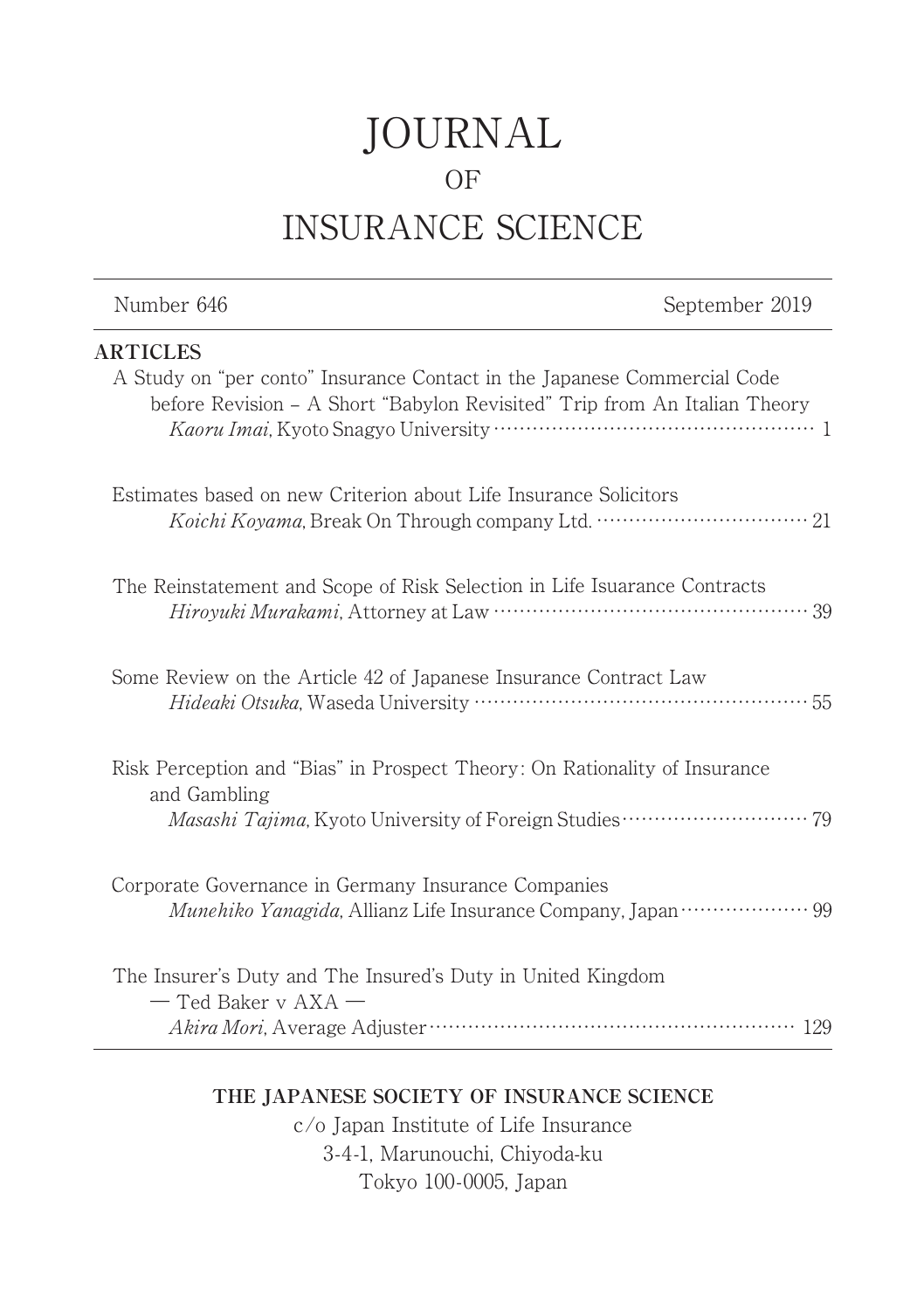# JOURNAL

## OF

# INSURANCE SCIENCE

Number 646 September 2019

## ARTICLES

A Study on "per conto" Insurance Contact in the Japanese Commercial Code before Revision – A Short "Babylon Revisited" Trip from An Italian Theory
*Kaoru Imai*, Kyoto Snagyo University ……………………………………………… 1

Estimates based on new Criterion about Life Insurance Solicitors
*Koichi Koyama*, Break On Through company Ltd. …………………………… 21

The Reinstatement and Scope of Risk Selection in Life Isuarance Contracts
*Hiroyuki Murakami*, Attorney at Law ……………………………………………… 39

Some Review on the Article 42 of Japanese Insurance Contract Law
*Hideaki Otsuka*, Waseda University ………………………………………………… 55

Risk Perception and "Bias" in Prospect Theory: On Rationality of Insurance and Gambling
*Masashi Tajima*, Kyoto University of Foreign Studies ………………………… 79

Corporate Governance in Germany Insurance Companies
*Munehiko Yanagida*, Allianz Life Insurance Company, Japan ………………… 99

The Insurer's Duty and The Insured's Duty in United Kingdom
— Ted Baker v AXA —
*Akira Mori*, Average Adjuster …………………………………………………… 129

**THE JAPANESE SOCIETY OF INSURANCE SCIENCE**

c/o Japan Institute of Life Insurance
3-4-1, Marunouchi, Chiyoda-ku
Tokyo 100-0005, Japan